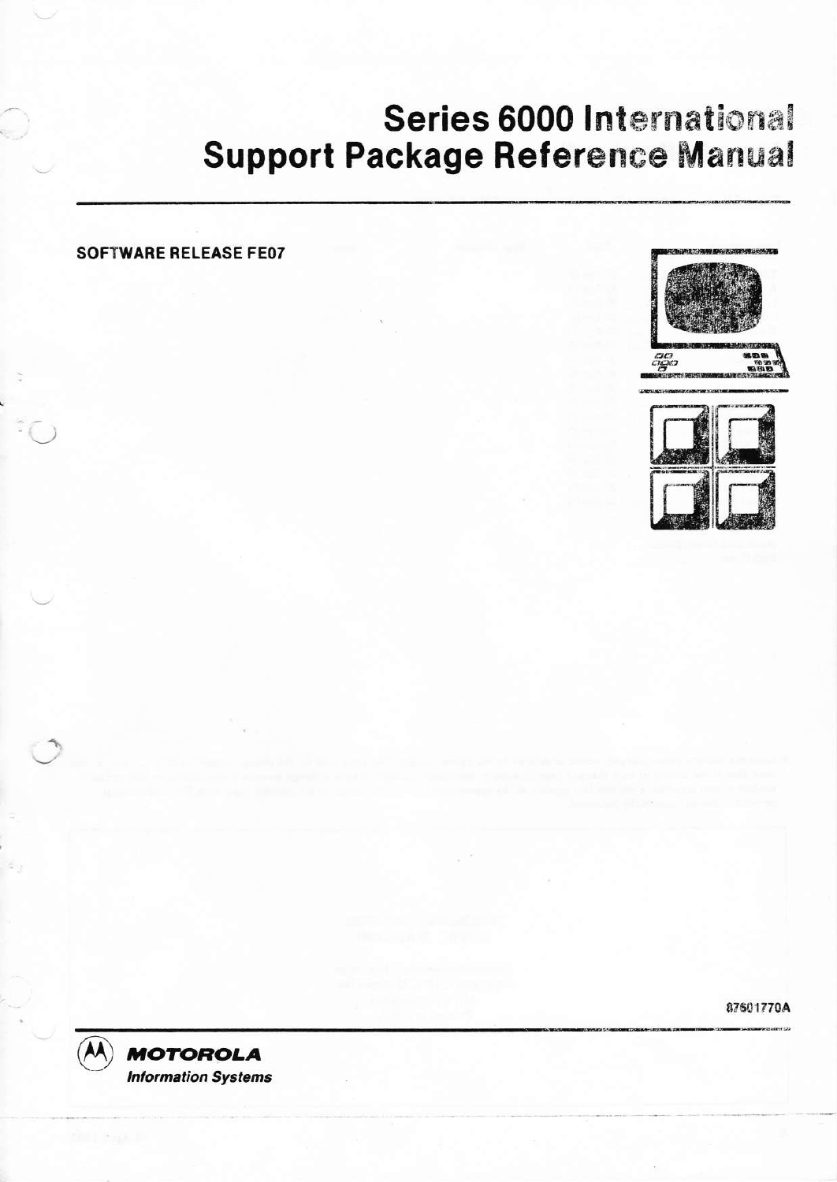# Series 6000 International Support Package Reference Manual

**SOFTWARE RELEASE FE07**

87601770A

***MOTOROLA***
*Information Systems*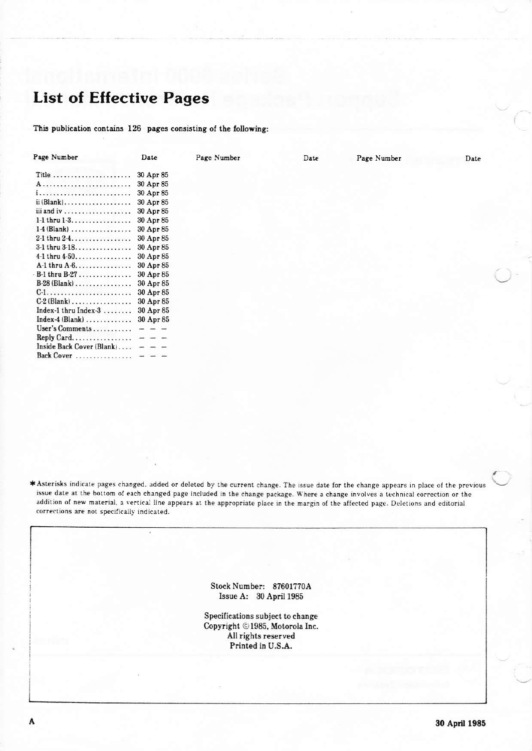# List of Effective Pages

**This publication contains 126 pages consisting of the following:**

| Page Number | Date | Page Number | Date | Page Number | Date |
|---|---|---|---|---|---|
| Title | 30 Apr 85 | | | | |
| A | 30 Apr 85 | | | | |
| i | 30 Apr 85 | | | | |
| ii (Blank) | 30 Apr 85 | | | | |
| iii and iv | 30 Apr 85 | | | | |
| 1-1 thru 1-3 | 30 Apr 85 | | | | |
| 1-4 (Blank) | 30 Apr 85 | | | | |
| 2-1 thru 2-4 | 30 Apr 85 | | | | |
| 3-1 thru 3-18 | 30 Apr 85 | | | | |
| 4-1 thru 4-50 | 30 Apr 85 | | | | |
| A-1 thru A-6 | 30 Apr 85 | | | | |
| B-1 thru B-27 | 30 Apr 85 | | | | |
| B-28 (Blank) | 30 Apr 85 | | | | |
| C-1 | 30 Apr 85 | | | | |
| C-2 (Blank) | 30 Apr 85 | | | | |
| Index-1 thru Index-3 | 30 Apr 85 | | | | |
| Index-4 (Blank) | 30 Apr 85 | | | | |
| User's Comments | – – – | | | | |
| Reply Card | – – – | | | | |
| Inside Back Cover (Blank) | – – – | | | | |
| Back Cover | – – – | | | | |

* Asterisks indicate pages changed, added or deleted by the current change. The issue date for the change appears in place of the previous issue date at the bottom of each changed page included in the change package. Where a change involves a technical correction or the addition of new material, a vertical line appears at the appropriate place in the margin of the affected page. Deletions and editorial corrections are not specifically indicated.

Stock Number: 87601770A
Issue A: 30 April 1985

Specifications subject to change
Copyright © 1985, Motorola Inc.
All rights reserved
Printed in U.S.A.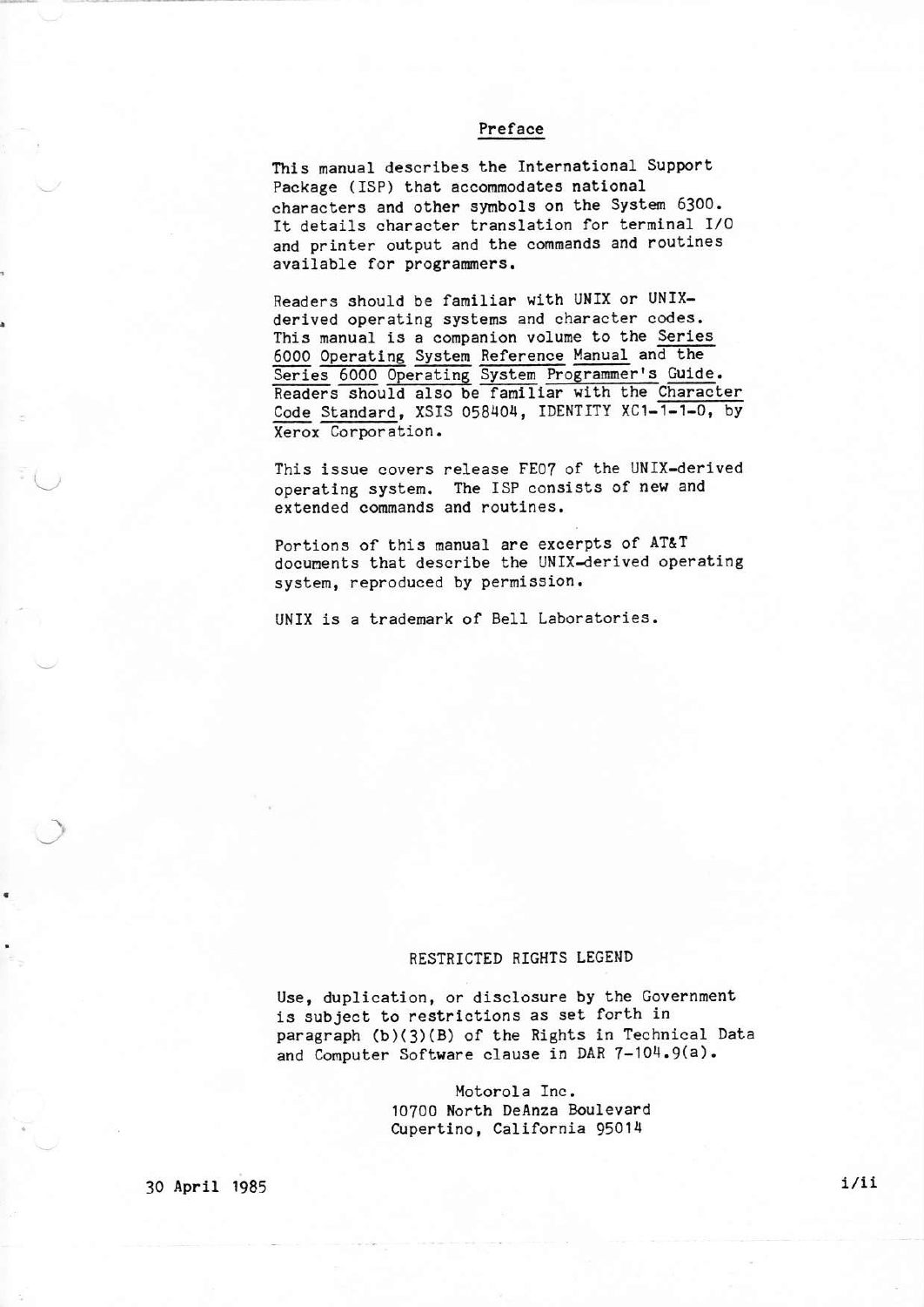## Preface

This manual describes the International Support Package (ISP) that accommodates national characters and other symbols on the System 6300. It details character translation for terminal I/O and printer output and the commands and routines available for programmers.

Readers should be familiar with UNIX or UNIX-derived operating systems and character codes. This manual is a companion volume to the Series 6000 Operating System Reference Manual and the Series 6000 Operating System Programmer's Guide. Readers should also be familiar with the Character Code Standard, XSIS 058404, IDENTITY XC1-1-1-0, by Xerox Corporation.

This issue covers release FE07 of the UNIX-derived operating system. The ISP consists of new and extended commands and routines.

Portions of this manual are excerpts of AT&T documents that describe the UNIX-derived operating system, reproduced by permission.

UNIX is a trademark of Bell Laboratories.

RESTRICTED RIGHTS LEGEND

Use, duplication, or disclosure by the Government is subject to restrictions as set forth in paragraph (b)(3)(B) of the Rights in Technical Data and Computer Software clause in DAR 7-104.9(a).

Motorola Inc.
10700 North DeAnza Boulevard
Cupertino, California 95014

30 April 1985